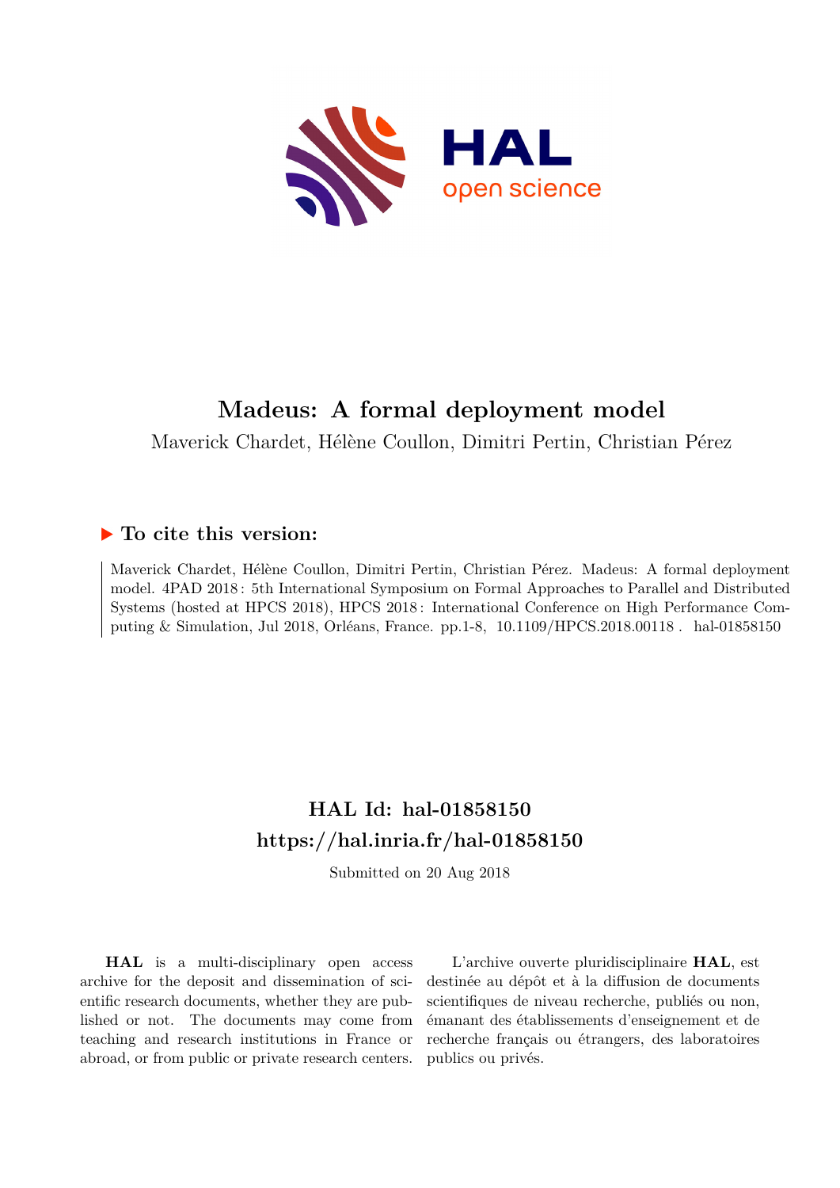# Madeus: A formal deployment model

Maverick Chardet, Hélène Coullon, Dimitri Pertin, Christian Pérez

## ▶ To cite this version:

Maverick Chardet, Hélène Coullon, Dimitri Pertin, Christian Pérez. Madeus: A formal deployment model. 4PAD 2018 : 5th International Symposium on Formal Approaches to Parallel and Distributed Systems (hosted at HPCS 2018), HPCS 2018 : International Conference on High Performance Computing & Simulation, Jul 2018, Orléans, France. pp.1-8, 10.1109/HPCS.2018.00118 . hal-01858150

## HAL Id: hal-01858150
## https://hal.inria.fr/hal-01858150

Submitted on 20 Aug 2018

**HAL** is a multi-disciplinary open access archive for the deposit and dissemination of scientific research documents, whether they are published or not. The documents may come from teaching and research institutions in France or abroad, or from public or private research centers.

L'archive ouverte pluridisciplinaire **HAL**, est destinée au dépôt et à la diffusion de documents scientifiques de niveau recherche, publiés ou non, émanant des établissements d'enseignement et de recherche français ou étrangers, des laboratoires publics ou privés.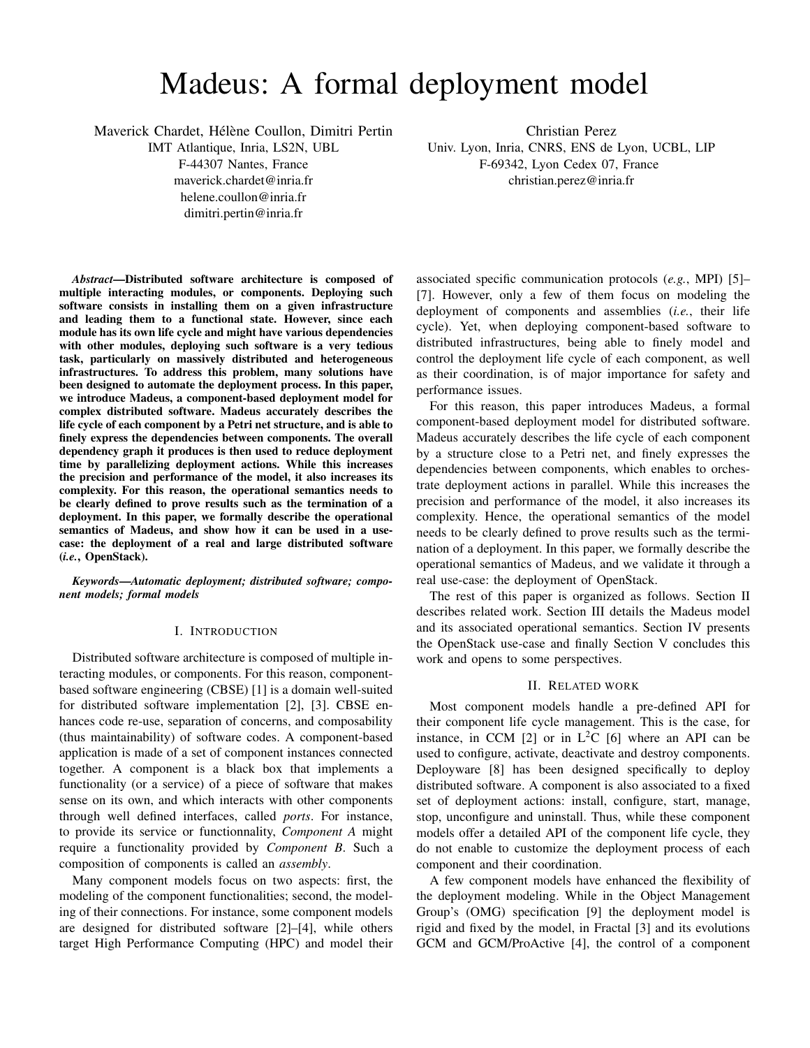# Madeus: A formal deployment model

Maverick Chardet, Hélène Coullon, Dimitri Pertin
IMT Atlantique, Inria, LS2N, UBL
F-44307 Nantes, France
maverick.chardet@inria.fr
helene.coullon@inria.fr
dimitri.pertin@inria.fr

Christian Perez
Univ. Lyon, Inria, CNRS, ENS de Lyon, UCBL, LIP
F-69342, Lyon Cedex 07, France
christian.perez@inria.fr

***Abstract*—Distributed software architecture is composed of multiple interacting modules, or components. Deploying such software consists in installing them on a given infrastructure and leading them to a functional state. However, since each module has its own life cycle and might have various dependencies with other modules, deploying such software is a very tedious task, particularly on massively distributed and heterogeneous infrastructures. To address this problem, many solutions have been designed to automate the deployment process. In this paper, we introduce Madeus, a component-based deployment model for complex distributed software. Madeus accurately describes the life cycle of each component by a Petri net structure, and is able to finely express the dependencies between components. The overall dependency graph it produces is then used to reduce deployment time by parallelizing deployment actions. While this increases the precision and performance of the model, it also increases its complexity. For this reason, the operational semantics needs to be clearly defined to prove results such as the termination of a deployment. In this paper, we formally describe the operational semantics of Madeus, and show how it can be used in a use-case: the deployment of a real and large distributed software (*i.e.*, OpenStack).**

***Keywords*—Automatic deployment; distributed software; component models; formal models**

## I. Introduction

Distributed software architecture is composed of multiple interacting modules, or components. For this reason, component-based software engineering (CBSE) [1] is a domain well-suited for distributed software implementation [2], [3]. CBSE enhances code re-use, separation of concerns, and composability (thus maintainability) of software codes. A component-based application is made of a set of component instances connected together. A component is a black box that implements a functionality (or a service) of a piece of software that makes sense on its own, and which interacts with other components through well defined interfaces, called *ports*. For instance, to provide its service or functionnality, *Component A* might require a functionality provided by *Component B*. Such a composition of components is called an *assembly*.

Many component models focus on two aspects: first, the modeling of the component functionalities; second, the modeling of their connections. For instance, some component models are designed for distributed software [2]–[4], while others target High Performance Computing (HPC) and model their associated specific communication protocols (*e.g.*, MPI) [5]–[7]. However, only a few of them focus on modeling the deployment of components and assemblies (*i.e.*, their life cycle). Yet, when deploying component-based software to distributed infrastructures, being able to finely model and control the deployment life cycle of each component, as well as their coordination, is of major importance for safety and performance issues.

For this reason, this paper introduces Madeus, a formal component-based deployment model for distributed software. Madeus accurately describes the life cycle of each component by a structure close to a Petri net, and finely expresses the dependencies between components, which enables to orchestrate deployment actions in parallel. While this increases the precision and performance of the model, it also increases its complexity. Hence, the operational semantics of the model needs to be clearly defined to prove results such as the termination of a deployment. In this paper, we formally describe the operational semantics of Madeus, and we validate it through a real use-case: the deployment of OpenStack.

The rest of this paper is organized as follows. Section II describes related work. Section III details the Madeus model and its associated operational semantics. Section IV presents the OpenStack use-case and finally Section V concludes this work and opens to some perspectives.

## II. Related work

Most component models handle a pre-defined API for their component life cycle management. This is the case, for instance, in CCM [2] or in L$^2$C [6] where an API can be used to configure, activate, deactivate and destroy components. Deployware [8] has been designed specifically to deploy distributed software. A component is also associated to a fixed set of deployment actions: install, configure, start, manage, stop, unconfigure and uninstall. Thus, while these component models offer a detailed API of the component life cycle, they do not enable to customize the deployment process of each component and their coordination.

A few component models have enhanced the flexibility of the deployment modeling. While in the Object Management Group's (OMG) specification [9] the deployment model is rigid and fixed by the model, in Fractal [3] and its evolutions GCM and GCM/ProActive [4], the control of a component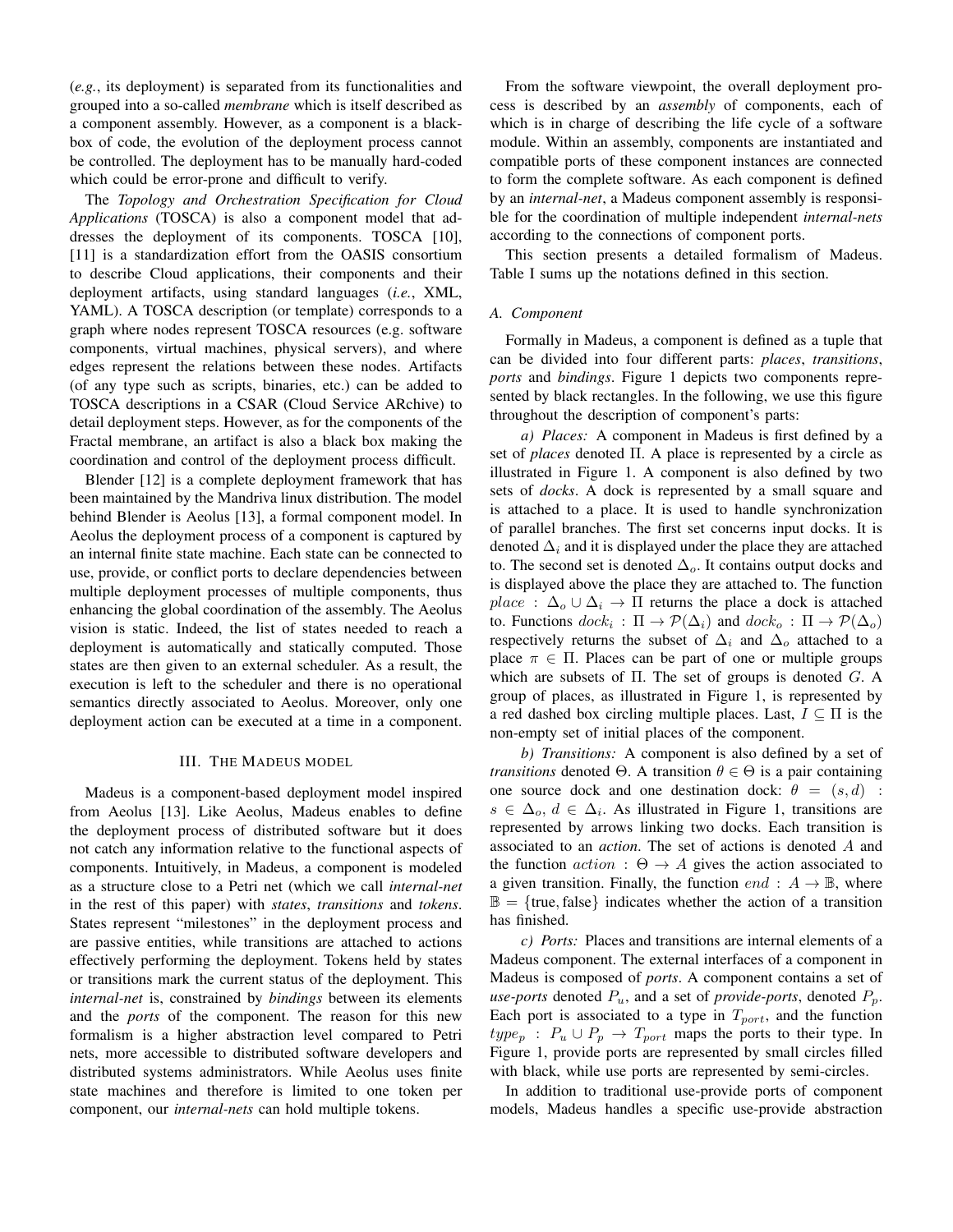(*e.g.*, its deployment) is separated from its functionalities and grouped into a so-called *membrane* which is itself described as a component assembly. However, as a component is a black-box of code, the evolution of the deployment process cannot be controlled. The deployment has to be manually hard-coded which could be error-prone and difficult to verify.

The *Topology and Orchestration Specification for Cloud Applications* (TOSCA) is also a component model that addresses the deployment of its components. TOSCA [10], [11] is a standardization effort from the OASIS consortium to describe Cloud applications, their components and their deployment artifacts, using standard languages (*i.e.*, XML, YAML). A TOSCA description (or template) corresponds to a graph where nodes represent TOSCA resources (e.g. software components, virtual machines, physical servers), and where edges represent the relations between these nodes. Artifacts (of any type such as scripts, binaries, etc.) can be added to TOSCA descriptions in a CSAR (Cloud Service ARchive) to detail deployment steps. However, as for the components of the Fractal membrane, an artifact is also a black box making the coordination and control of the deployment process difficult.

Blender [12] is a complete deployment framework that has been maintained by the Mandriva linux distribution. The model behind Blender is Aeolus [13], a formal component model. In Aeolus the deployment process of a component is captured by an internal finite state machine. Each state can be connected to use, provide, or conflict ports to declare dependencies between multiple deployment processes of multiple components, thus enhancing the global coordination of the assembly. The Aeolus vision is static. Indeed, the list of states needed to reach a deployment is automatically and statically computed. Those states are then given to an external scheduler. As a result, the execution is left to the scheduler and there is no operational semantics directly associated to Aeolus. Moreover, only one deployment action can be executed at a time in a component.

## III. The Madeus model

Madeus is a component-based deployment model inspired from Aeolus [13]. Like Aeolus, Madeus enables to define the deployment process of distributed software but it does not catch any information relative to the functional aspects of components. Intuitively, in Madeus, a component is modeled as a structure close to a Petri net (which we call *internal-net* in the rest of this paper) with *states*, *transitions* and *tokens*. States represent "milestones" in the deployment process and are passive entities, while transitions are attached to actions effectively performing the deployment. Tokens held by states or transitions mark the current status of the deployment. This *internal-net* is, constrained by *bindings* between its elements and the *ports* of the component. The reason for this new formalism is a higher abstraction level compared to Petri nets, more accessible to distributed software developers and distributed systems administrators. While Aeolus uses finite state machines and therefore is limited to one token per component, our *internal-nets* can hold multiple tokens.

From the software viewpoint, the overall deployment process is described by an *assembly* of components, each of which is in charge of describing the life cycle of a software module. Within an assembly, components are instantiated and compatible ports of these component instances are connected to form the complete software. As each component is defined by an *internal-net*, a Madeus component assembly is responsible for the coordination of multiple independent *internal-nets* according to the connections of component ports.

This section presents a detailed formalism of Madeus. Table I sums up the notations defined in this section.

### A. Component

Formally in Madeus, a component is defined as a tuple that can be divided into four different parts: *places*, *transitions*, *ports* and *bindings*. Figure 1 depicts two components represented by black rectangles. In the following, we use this figure throughout the description of component's parts:

*a) Places:* A component in Madeus is first defined by a set of *places* denoted $\Pi$. A place is represented by a circle as illustrated in Figure 1. A component is also defined by two sets of *docks*. A dock is represented by a small square and is attached to a place. It is used to handle synchronization of parallel branches. The first set concerns input docks. It is denoted $\Delta_i$ and it is displayed under the place they are attached to. The second set is denoted $\Delta_o$. It contains output docks and is displayed above the place they are attached to. The function $place : \Delta_o \cup \Delta_i \rightarrow \Pi$ returns the place a dock is attached to. Functions $dock_i : \Pi \rightarrow \mathcal{P}(\Delta_i)$ and $dock_o : \Pi \rightarrow \mathcal{P}(\Delta_o)$ respectively returns the subset of $\Delta_i$ and $\Delta_o$ attached to a place $\pi \in \Pi$. Places can be part of one or multiple groups which are subsets of $\Pi$. The set of groups is denoted $G$. A group of places, as illustrated in Figure 1, is represented by a red dashed box circling multiple places. Last, $I \subseteq \Pi$ is the non-empty set of initial places of the component.

*b) Transitions:* A component is also defined by a set of *transitions* denoted $\Theta$. A transition $\theta \in \Theta$ is a pair containing one source dock and one destination dock: $\theta = (s, d) : s \in \Delta_o, d \in \Delta_i$. As illustrated in Figure 1, transitions are represented by arrows linking two docks. Each transition is associated to an *action*. The set of actions is denoted $A$ and the function $action : \Theta \rightarrow A$ gives the action associated to a given transition. Finally, the function $end : A \rightarrow \mathbb{B}$, where $\mathbb{B} = \{\text{true}, \text{false}\}$ indicates whether the action of a transition has finished.

*c) Ports:* Places and transitions are internal elements of a Madeus component. The external interfaces of a component in Madeus is composed of *ports*. A component contains a set of *use-ports* denoted $P_u$, and a set of *provide-ports*, denoted $P_p$. Each port is associated to a type in $T_{port}$, and the function $type_p : P_u \cup P_p \rightarrow T_{port}$ maps the ports to their type. In Figure 1, provide ports are represented by small circles filled with black, while use ports are represented by semi-circles.

In addition to traditional use-provide ports of component models, Madeus handles a specific use-provide abstraction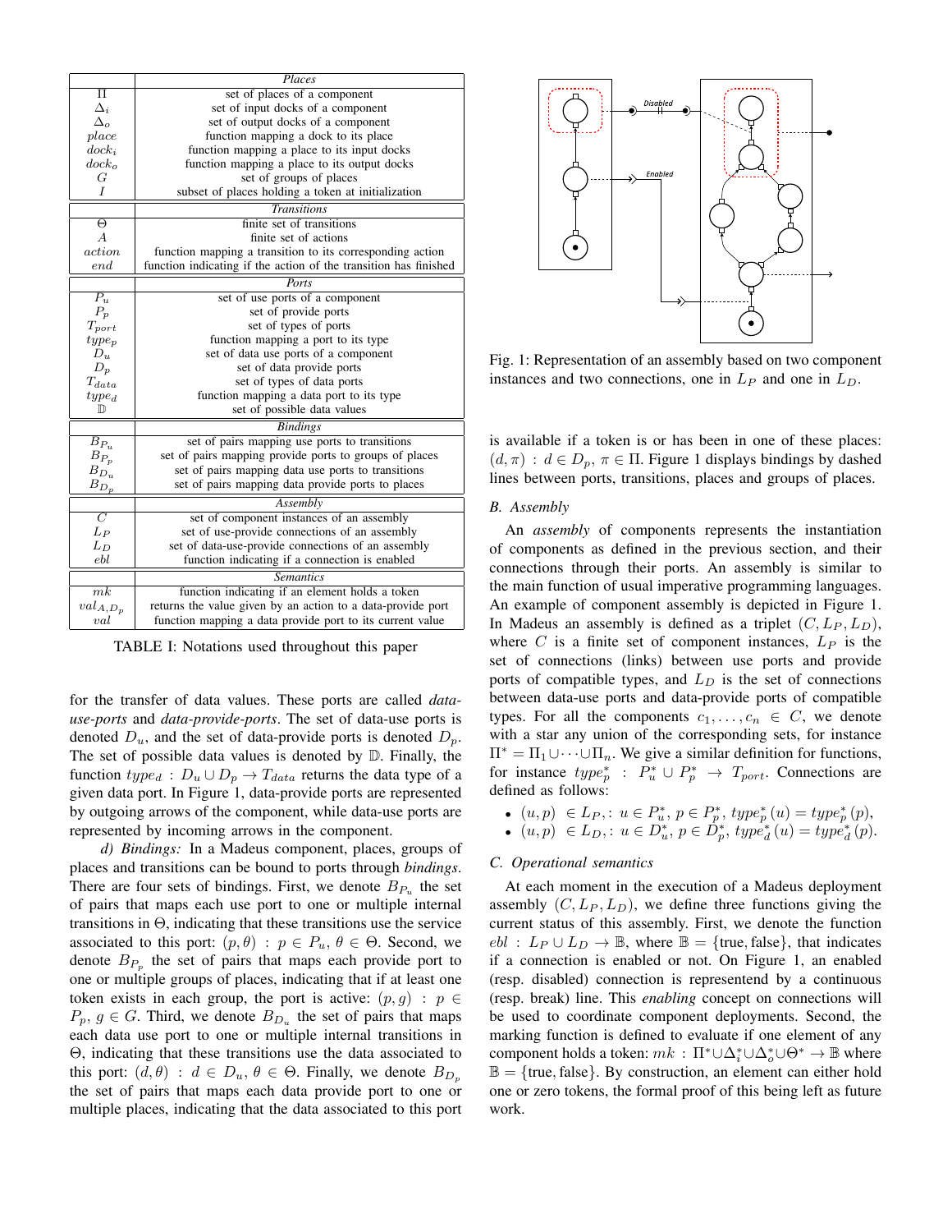| | *Places* |
|---|---|
| $\Pi$ | set of places of a component |
| $\Delta_i$ | set of input docks of a component |
| $\Delta_o$ | set of output docks of a component |
| $place$ | function mapping a dock to its place |
| $dock_i$ | function mapping a place to its input docks |
| $dock_o$ | function mapping a place to its output docks |
| $G$ | set of groups of places |
| $I$ | subset of places holding a token at initialization |
| | *Transitions* |
| $\Theta$ | finite set of transitions |
| $A$ | finite set of actions |
| $action$ | function mapping a transition to its corresponding action |
| $end$ | function indicating if the action of the transition has finished |
| | *Ports* |
| $P_u$ | set of use ports of a component |
| $P_p$ | set of provide ports |
| $T_{port}$ | set of types of ports |
| $type_p$ | function mapping a port to its type |
| $D_u$ | set of data use ports of a component |
| $D_p$ | set of data provide ports |
| $T_{data}$ | set of types of data ports |
| $type_d$ | function mapping a data port to its type |
| $\mathbb{D}$ | set of possible data values |
| | *Bindings* |
| $B_{P_u}$ | set of pairs mapping use ports to transitions |
| $B_{P_p}$ | set of pairs mapping provide ports to groups of places |
| $B_{D_u}$ | set of pairs mapping data use ports to transitions |
| $B_{D_p}$ | set of pairs mapping data provide ports to places |
| | *Assembly* |
| $C$ | set of component instances of an assembly |
| $L_P$ | set of use-provide connections of an assembly |
| $L_D$ | set of data-use-provide connections of an assembly |
| $ebl$ | function indicating if a connection is enabled |
| | *Semantics* |
| $mk$ | function indicating if an element holds a token |
| $val_{A,D_p}$ | returns the value given by an action to a data-provide port |
| $val$ | function mapping a data provide port to its current value |

TABLE I: Notations used throughout this paper

for the transfer of data values. These ports are called *data-use-ports* and *data-provide-ports*. The set of data-use ports is denoted $D_u$, and the set of data-provide ports is denoted $D_p$. The set of possible data values is denoted by $\mathbb{D}$. Finally, the function $type_d : D_u \cup D_p \rightarrow T_{data}$ returns the data type of a given data port. In Figure 1, data-provide ports are represented by outgoing arrows of the component, while data-use ports are represented by incoming arrows in the component.

*d) Bindings:* In a Madeus component, places, groups of places and transitions can be bound to ports through *bindings*. There are four sets of bindings. First, we denote $B_{P_u}$ the set of pairs mapping each use port to one or multiple internal transitions in $\Theta$, indicating that these transitions use the service associated to this port: $(p, \theta) : p \in P_u, \theta \in \Theta$. Second, we denote $B_{P_p}$ the set of pairs that maps each provide port to one or multiple groups of places, indicating that if at least one token exists in each group, the port is active: $(p, g) : p \in P_p, g \in G$. Third, we denote $B_{D_u}$ the set of pairs that maps each data use port to one or multiple internal transitions in $\Theta$, indicating that these transitions use the data associated to this port: $(d, \theta) : d \in D_u, \theta \in \Theta$. Finally, we denote $B_{D_p}$ the set of pairs that maps each data provide port to one or multiple places, indicating that the data associated to this port is available if a token is or has been in one of these places: $(d, \pi) : d \in D_p, \pi \in \Pi$. Figure 1 displays bindings by dashed lines between ports, transitions, places and groups of places.

Fig. 1: Representation of an assembly based on two component instances and two connections, one in $L_P$ and one in $L_D$.

### B. Assembly

An *assembly* of components represents the instantiation of components as defined in the previous section, and their connections through their ports. An assembly is similar to the main function of usual imperative programming languages. An example of component assembly is depicted in Figure 1. In Madeus an assembly is defined as a triplet $(C, L_P, L_D)$, where $C$ is a finite set of component instances, $L_P$ is the set of connections (links) between use ports and provide ports of compatible types, and $L_D$ is the set of connections between data-use ports and data-provide ports of compatible types. For all the components $c_1, \ldots, c_n \in C$, we denote with a star any union of the corresponding sets, for instance $\Pi^* = \Pi_1 \cup \cdots \cup \Pi_n$. We give a similar definition for functions, for instance $type_p^* : P_u^* \cup P_p^* \rightarrow T_{port}$. Connections are defined as follows:

- $(u, p) \in L_P, : u \in P_u^*, p \in P_p^*, type_p^*(u) = type_p^*(p)$,
- $(u, p) \in L_D, : u \in D_u^*, p \in D_p^*, type_d^*(u) = type_d^*(p)$.

### C. Operational semantics

At each moment in the execution of a Madeus deployment assembly $(C, L_P, L_D)$, we define three functions giving the current status of this assembly. First, we denote the function $ebl : L_P \cup L_D \rightarrow \mathbb{B}$, where $\mathbb{B} = \{\text{true}, \text{false}\}$, that indicates if a connection is enabled or not. On Figure 1, an enabled (resp. disabled) connection is representend by a continuous (resp. break) line. This *enabling* concept on connections will be used to coordinate component deployments. Second, the marking function is defined to evaluate if one element of any component holds a token: $mk : \Pi^* \cup \Delta_i^* \cup \Delta_o^* \cup \Theta^* \rightarrow \mathbb{B}$ where $\mathbb{B} = \{\text{true}, \text{false}\}$. By construction, an element can either hold one or zero tokens, the formal proof of this being left as future work.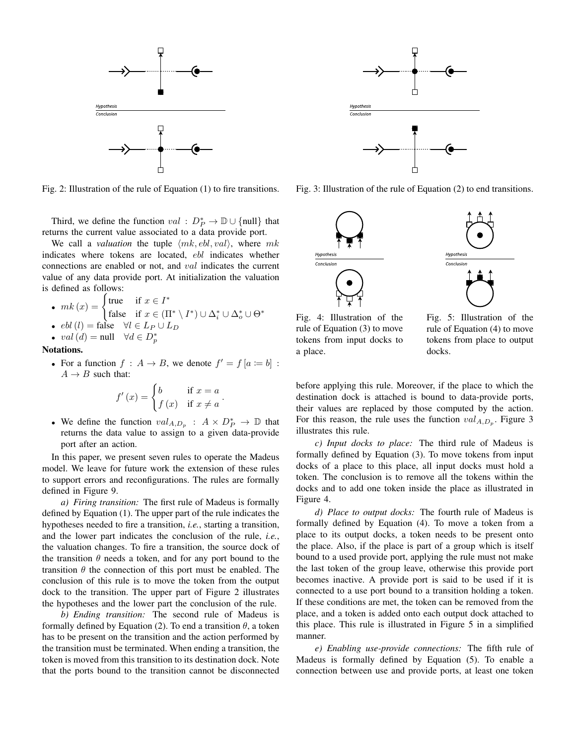Fig. 2: Illustration of the rule of Equation (1) to fire transitions.

Fig. 3: Illustration of the rule of Equation (2) to end transitions.

Fig. 4: Illustration of the rule of Equation (3) to move tokens from input docks to a place.

Fig. 5: Illustration of the rule of Equation (4) to move tokens from place to output docks.

Third, we define the function $val : D_P^* \to \mathbb{D} \cup \{\text{null}\}$ that returns the current value associated to a data provide port.

We call a *valuation* the tuple $\langle mk, ebl, val \rangle$, where $mk$ indicates where tokens are located, $ebl$ indicates whether connections are enabled or not, and $val$ indicates the current value of any data provide port. At initialization the valuation is defined as follows:

- $mk(x) = \begin{cases} \text{true} & \text{if } x \in I^* \\ \text{false} & \text{if } x \in (\Pi^* \setminus I^*) \cup \Delta_i^* \cup \Delta_o^* \cup \Theta^* \end{cases}$
- $ebl(l) = \text{false} \quad \forall l \in L_P \cup L_D$
- $val(d) = \text{null} \quad \forall d \in D_p^*$

**Notations.**

- For a function $f : A \to B$, we denote $f' = f[a \coloneqq b] : A \to B$ such that:

$$f'(x) = \begin{cases} b & \text{if } x = a \\ f(x) & \text{if } x \neq a \end{cases}.$$

- We define the function $val_{A,D_p} : A \times D_P^* \to \mathbb{D}$ that returns the data value to assign to a given data-provide port after an action.

In this paper, we present seven rules to operate the Madeus model. We leave for future work the extension of these rules to support errors and reconfigurations. The rules are formally defined in Figure 9.

*a) Firing transition:* The first rule of Madeus is formally defined by Equation (1). The upper part of the rule indicates the hypotheses needed to fire a transition, *i.e.*, starting a transition, and the lower part indicates the conclusion of the rule, *i.e.*, the valuation changes. To fire a transition, the source dock of the transition $\theta$ needs a token, and for any port bound to the transition $\theta$ the connection of this port must be enabled. The conclusion of this rule is to move the token from the output dock to the transition. The upper part of Figure 2 illustrates the hypotheses and the lower part the conclusion of the rule.

*b) Ending transition:* The second rule of Madeus is formally defined by Equation (2). To end a transition $\theta$, a token has to be present on the transition and the action performed by the transition must be terminated. When ending a transition, the token is moved from this transition to its destination dock. Note that the ports bound to the transition cannot be disconnected before applying this rule. Moreover, if the place to which the destination dock is attached is bound to data-provide ports, their values are replaced by those computed by the action. For this reason, the rule uses the function $val_{A,D_p}$. Figure 3 illustrates this rule.

*c) Input docks to place:* The third rule of Madeus is formally defined by Equation (3). To move tokens from input docks of a place to this place, all input docks must hold a token. The conclusion is to remove all the tokens within the docks and to add one token inside the place as illustrated in Figure 4.

*d) Place to output docks:* The fourth rule of Madeus is formally defined by Equation (4). To move a token from a place to its output docks, a token needs to be present onto the place. Also, if the place is part of a group which is itself bound to a used provide port, applying the rule must not make the last token of the group leave, otherwise this provide port becomes inactive. A provide port is said to be used if it is connected to a use port bound to a transition holding a token. If these conditions are met, the token can be removed from the place, and a token is added onto each output dock attached to this place. This rule is illustrated in Figure 5 in a simplified manner.

*e) Enabling use-provide connections:* The fifth rule of Madeus is formally defined by Equation (5). To enable a connection between use and provide ports, at least one token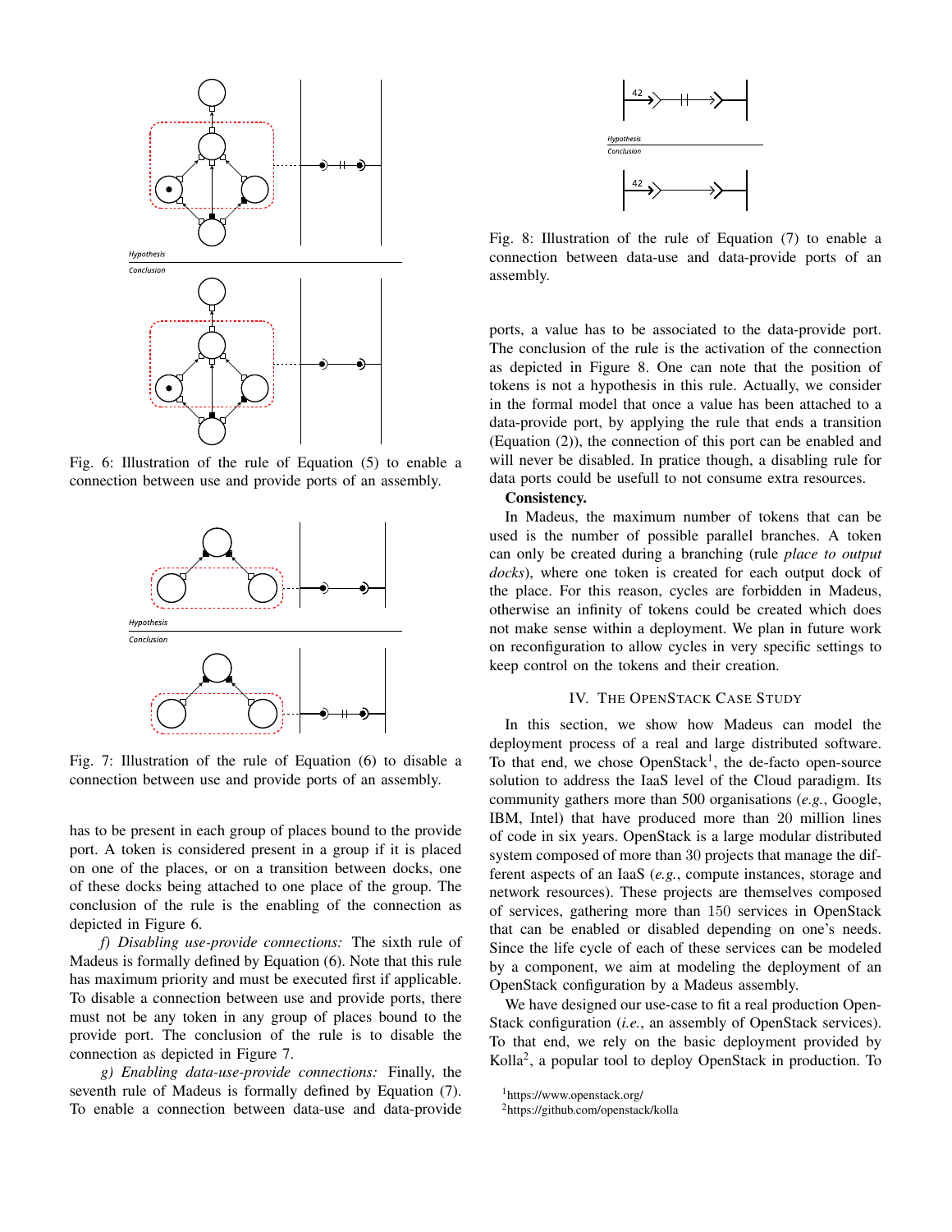Fig. 6: Illustration of the rule of Equation (5) to enable a connection between use and provide ports of an assembly.

Fig. 7: Illustration of the rule of Equation (6) to disable a connection between use and provide ports of an assembly.

has to be present in each group of places bound to the provide port. A token is considered present in a group if it is placed on one of the places, or on a transition between docks, one of these docks being attached to one place of the group. The conclusion of the rule is the enabling of the connection as depicted in Figure 6.

*f) Disabling use-provide connections:* The sixth rule of Madeus is formally defined by Equation (6). Note that this rule has maximum priority and must be executed first if applicable. To disable a connection between use and provide ports, there must not be any token in any group of places bound to the provide port. The conclusion of the rule is to disable the connection as depicted in Figure 7.

*g) Enabling data-use-provide connections:* Finally, the seventh rule of Madeus is formally defined by Equation (7). To enable a connection between data-use and data-provide ports, a value has to be associated to the data-provide port. The conclusion of the rule is the activation of the connection as depicted in Figure 8. One can note that the position of tokens is not a hypothesis in this rule. Actually, we consider in the formal model that once a value has been attached to a data-provide port, by applying the rule that ends a transition (Equation (2)), the connection of this port can be enabled and will never be disabled. In pratice though, a disabling rule for data ports could be usefull to not consume extra resources.

Fig. 8: Illustration of the rule of Equation (7) to enable a connection between data-use and data-provide ports of an assembly.

**Consistency.**

In Madeus, the maximum number of tokens that can be used is the number of possible parallel branches. A token can only be created during a branching (rule *place to output docks*), where one token is created for each output dock of the place. For this reason, cycles are forbidden in Madeus, otherwise an infinity of tokens could be created which does not make sense within a deployment. We plan in future work on reconfiguration to allow cycles in very specific settings to keep control on the tokens and their creation.

## IV. The OpenStack Case Study

In this section, we show how Madeus can model the deployment process of a real and large distributed software. To that end, we chose OpenStack[1], the de-facto open-source solution to address the IaaS level of the Cloud paradigm. Its community gathers more than 500 organisations (*e.g.*, Google, IBM, Intel) that have produced more than 20 million lines of code in six years. OpenStack is a large modular distributed system composed of more than 30 projects that manage the different aspects of an IaaS (*e.g.*, compute instances, storage and network resources). These projects are themselves composed of services, gathering more than 150 services in OpenStack that can be enabled or disabled depending on one's needs. Since the life cycle of each of these services can be modeled by a component, we aim at modeling the deployment of an OpenStack configuration by a Madeus assembly.

We have designed our use-case to fit a real production OpenStack configuration (*i.e.*, an assembly of OpenStack services). To that end, we rely on the basic deployment provided by Kolla[2], a popular tool to deploy OpenStack in production. To

[1] https://www.openstack.org/

[2] https://github.com/openstack/kolla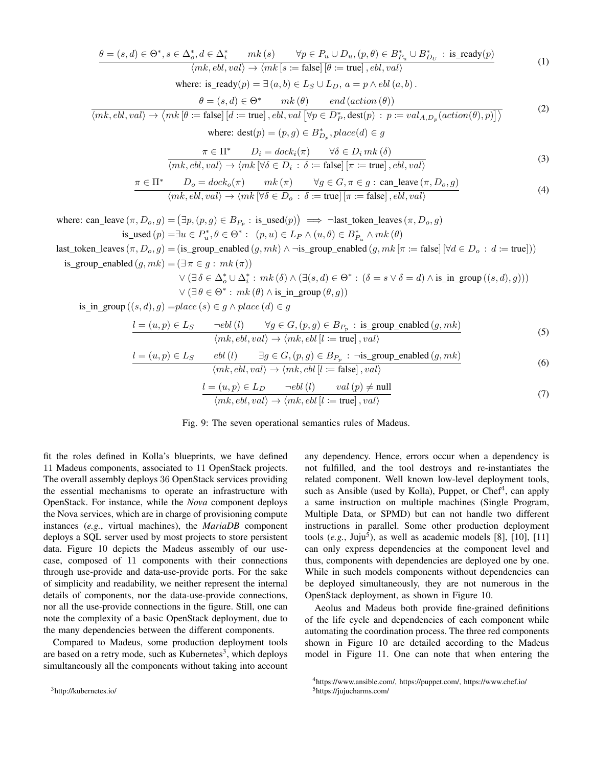$$\frac{\theta = (s,d) \in \Theta^*, s \in \Delta_o^*, d \in \Delta_i^* \qquad mk\,(s) \qquad \forall p \in P_u \cup D_u, (p,\theta) \in B^*_{P_u} \cup B^*_{D_U} \,:\, \text{is\_ready}(p)}{\langle mk, ebl, val\rangle \rightarrow \langle mk\,[s \coloneqq \text{false}]\,[\theta \coloneqq \text{true}]\,, ebl, val\rangle} \tag{1}$$

$$\text{where: is\_ready}(p) = \exists\,(a,b) \in L_S \cup L_D,\; a = p \wedge ebl\,(a,b)\,.$$

$$\frac{\theta = (s,d) \in \Theta^* \qquad mk\,(\theta) \qquad end\,(action\,(\theta))}{\langle mk, ebl, val\rangle \rightarrow \left\langle mk\,[\theta \coloneqq \text{false}]\,[d \coloneqq \text{true}]\,, ebl, val\left[\forall p \in D^*_P, \text{dest}(p) \,:\, p \coloneqq val_{A,D_p}(action(\theta),p)\right]\right\rangle} \tag{2}$$

$$\text{where: dest}(p) = (p,g) \in B^*_{D_p}, place(d) \in g$$

$$\frac{\pi \in \Pi^* \qquad D_i = dock_i(\pi) \qquad \forall \delta \in D_i\, mk\,(\delta)}{\langle mk, ebl, val\rangle \rightarrow \langle mk\,[\forall \delta \in D_i \,:\, \delta \coloneqq \text{false}]\,[\pi \coloneqq \text{true}]\,, ebl, val\rangle} \tag{3}$$

$$\frac{\pi \in \Pi^* \qquad D_o = dock_o(\pi) \qquad mk\,(\pi) \qquad \forall g \in G, \pi \in g \,:\, \text{can\_leave}\,(\pi, D_o, g)}{\langle mk, ebl, val\rangle \rightarrow \langle mk\,[\forall \delta \in D_o \,:\, \delta \coloneqq \text{true}]\,[\pi \coloneqq \text{false}]\,, ebl, val\rangle} \tag{4}$$

$$\text{where: can\_leave}\,(\pi, D_o, g) = \left(\exists p, (p,g) \in B_{P_p} \,:\, \text{is\_used}(p)\right) \implies \neg\text{last\_token\_leaves}\,(\pi, D_o, g)$$

$$\text{is\_used}\,(p) = \exists u \in P^*_u, \theta \in \Theta^* :\;\; (p,u) \in L_P \wedge (u,\theta) \in B^*_{P_u} \wedge mk\,(\theta)$$

$$\text{last\_token\_leaves}\,(\pi, D_o, g) = (\text{is\_group\_enabled}\,(g, mk) \wedge \neg\text{is\_group\_enabled}\,(g, mk\,[\pi \coloneqq \text{false}]\,[\forall d \in D_o \,:\, d \coloneqq \text{true}]))$$

$$\begin{aligned}\text{is\_group\_enabled}\,(g, mk) = {} & (\exists\, \pi \in g \,:\, mk\,(\pi)) \\ & \vee (\exists\, \delta \in \Delta_o^* \cup \Delta_i^* \,:\, mk\,(\delta) \wedge (\exists (s,d) \in \Theta^* \,:\, (\delta = s \vee \delta = d) \wedge \text{is\_in\_group}\,((s,d),g))) \\ & \vee (\exists\, \theta \in \Theta^* \,:\, mk\,(\theta) \wedge \text{is\_in\_group}\,(\theta, g))\end{aligned}$$

$$\text{is\_in\_group}\,((s,d),g) = place\,(s) \in g \wedge place\,(d) \in g$$

$$\frac{l = (u,p) \in L_S \qquad \neg ebl\,(l) \qquad \forall g \in G, (p,g) \in B_{P_p} \,:\, \text{is\_group\_enabled}\,(g, mk)}{\langle mk, ebl, val\rangle \rightarrow \langle mk, ebl\,[l \coloneqq \text{true}]\,, val\rangle} \tag{5}$$

$$\frac{l = (u,p) \in L_S \qquad ebl\,(l) \qquad \exists g \in G, (p,g) \in B_{P_p} \,:\, \neg\text{is\_group\_enabled}\,(g, mk)}{\langle mk, ebl, val\rangle \rightarrow \langle mk, ebl\,[l \coloneqq \text{false}]\,, val\rangle} \tag{6}$$

$$\frac{l = (u,p) \in L_D \qquad \neg ebl\,(l) \qquad val\,(p) \neq \text{null}}{\langle mk, ebl, val\rangle \rightarrow \langle mk, ebl\,[l \coloneqq \text{true}]\,, val\rangle} \tag{7}$$

Fig. 9: The seven operational semantics rules of Madeus.

fit the roles defined in Kolla's blueprints, we have defined 11 Madeus components, associated to 11 OpenStack projects. The overall assembly deploys 36 OpenStack services providing the essential mechanisms to operate an infrastructure with OpenStack. For instance, while the *Nova* component deploys the Nova services, which are in charge of provisioning compute instances (*e.g.*, virtual machines), the ***MariaDB*** component deploys a SQL server used by most projects to store persistent data. Figure 10 depicts the Madeus assembly of our use-case, composed of 11 components with their connections through use-provide and data-use-provide ports. For the sake of simplicity and readability, we neither represent the internal details of components, nor the data-use-provide connections, nor all the use-provide connections in the figure. Still, one can note the complexity of a basic OpenStack deployment, due to the many dependencies between the different components.

Compared to Madeus, some production deployment tools are based on a retry mode, such as Kubernetes[3], which deploys simultaneously all the components without taking into account any dependency. Hence, errors occur when a dependency is not fulfilled, and the tool destroys and re-instantiates the related component. Well known low-level deployment tools, such as Ansible (used by Kolla), Puppet, or Chef[4], can apply a same instruction on multiple machines (Single Program, Multiple Data, or SPMD) but can not handle two different instructions in parallel. Some other production deployment tools (*e.g.*, Juju[5]), as well as academic models [8], [10], [11] can only express dependencies at the component level and thus, components with dependencies are deployed one by one. While in such models components without dependencies can be deployed simultaneously, they are not numerous in the OpenStack deployment, as shown in Figure 10.

Aeolus and Madeus both provide fine-grained definitions of the life cycle and dependencies of each component while automating the coordination process. The three red components shown in Figure 10 are detailed according to the Madeus model in Figure 11. One can note that when entering the

[3] http://kubernetes.io/

[4] https://www.ansible.com/, https://puppet.com/, https://www.chef.io/

[5] https://jujucharms.com/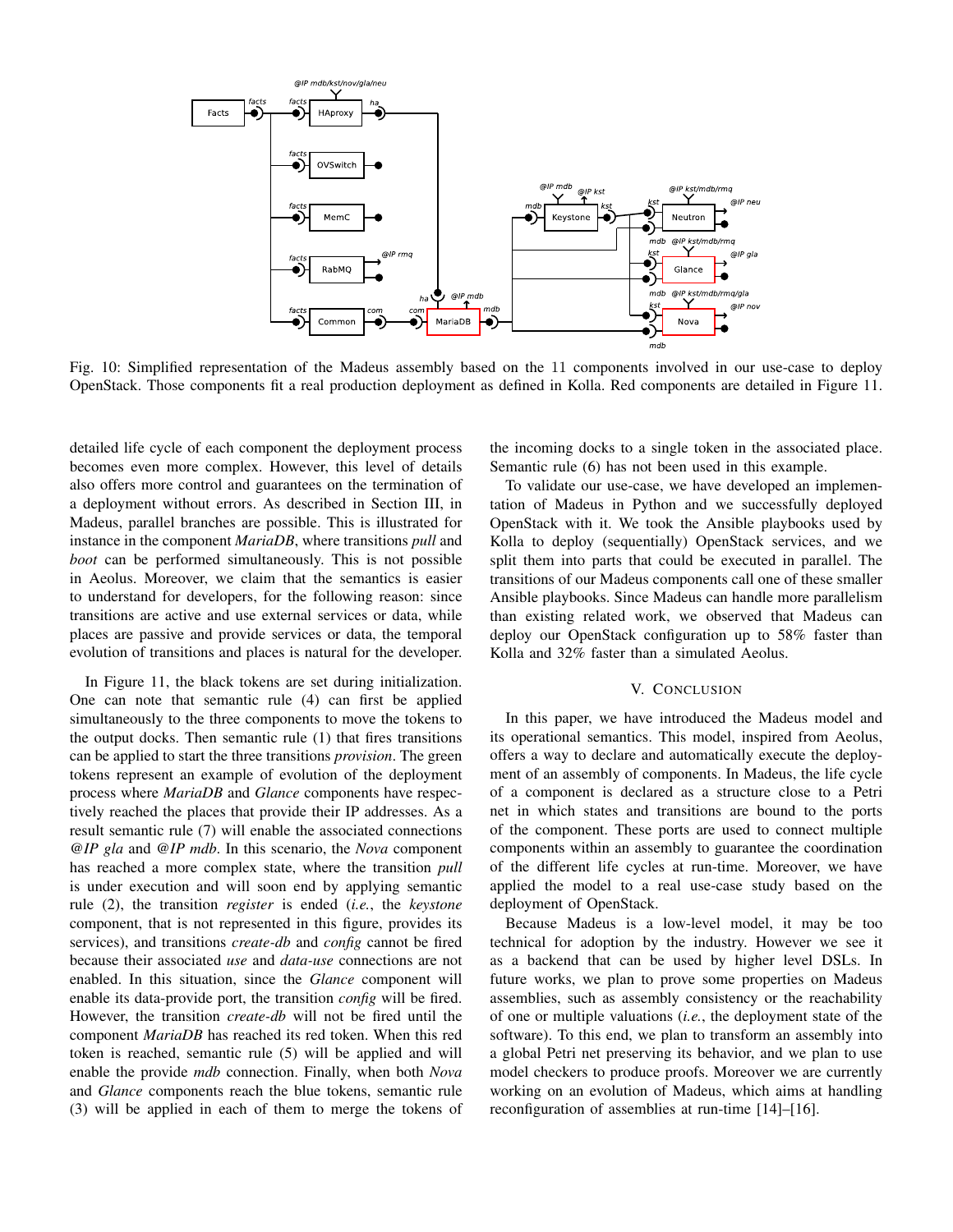Fig. 10: Simplified representation of the Madeus assembly based on the 11 components involved in our use-case to deploy OpenStack. Those components fit a real production deployment as defined in Kolla. Red components are detailed in Figure 11.

detailed life cycle of each component the deployment process becomes even more complex. However, this level of details also offers more control and guarantees on the termination of a deployment without errors. As described in Section III, in Madeus, parallel branches are possible. This is illustrated for instance in the component *MariaDB*, where transitions *pull* and *boot* can be performed simultaneously. This is not possible in Aeolus. Moreover, we claim that the semantics is easier to understand for developers, for the following reason: since transitions are active and use external services or data, while places are passive and provide services or data, the temporal evolution of transitions and places is natural for the developer.

In Figure 11, the black tokens are set during initialization. One can note that semantic rule (4) can first be applied simultaneously to the three components to move the tokens to the output docks. Then semantic rule (1) that fires transitions can be applied to start the three transitions *provision*. The green tokens represent an example of evolution of the deployment process where *MariaDB* and *Glance* components have respectively reached the places that provide their IP addresses. As a result semantic rule (7) will enable the associated connections *@IP gla* and *@IP mdb*. In this scenario, the *Nova* component has reached a more complex state, where the transition *pull* is under execution and will soon end by applying semantic rule (2), the transition *register* is ended (*i.e.*, the *keystone* component, that is not represented in this figure, provides its services), and transitions *create-db* and *config* cannot be fired because their associated *use* and *data-use* connections are not enabled. In this situation, since the *Glance* component will enable its data-provide port, the transition *config* will be fired. However, the transition *create-db* will not be fired until the component *MariaDB* has reached its red token. When this red token is reached, semantic rule (5) will be applied and will enable the provide *mdb* connection. Finally, when both *Nova* and *Glance* components reach the blue tokens, semantic rule (3) will be applied in each of them to merge the tokens of the incoming docks to a single token in the associated place. Semantic rule (6) has not been used in this example.

To validate our use-case, we have developed an implementation of Madeus in Python and we successfully deployed OpenStack with it. We took the Ansible playbooks used by Kolla to deploy (sequentially) OpenStack services, and we split them into parts that could be executed in parallel. The transitions of our Madeus components call one of these smaller Ansible playbooks. Since Madeus can handle more parallelism than existing related work, we observed that Madeus can deploy our OpenStack configuration up to 58% faster than Kolla and 32% faster than a simulated Aeolus.

## V. Conclusion

In this paper, we have introduced the Madeus model and its operational semantics. This model, inspired from Aeolus, offers a way to declare and automatically execute the deployment of an assembly of components. In Madeus, the life cycle of a component is declared as a structure close to a Petri net in which states and transitions are bound to the ports of the component. These ports are used to connect multiple components within an assembly to guarantee the coordination of the different life cycles at run-time. Moreover, we have applied the model to a real use-case study based on the deployment of OpenStack.

Because Madeus is a low-level model, it may be too technical for adoption by the industry. However we see it as a backend that can be used by higher level DSLs. In future works, we plan to prove some properties on Madeus assemblies, such as assembly consistency or the reachability of one or multiple valuations (*i.e.*, the deployment state of the software). To this end, we plan to transform an assembly into a global Petri net preserving its behavior, and we plan to use model checkers to produce proofs. Moreover we are currently working on an evolution of Madeus, which aims at handling reconfiguration of assemblies at run-time [14]–[16].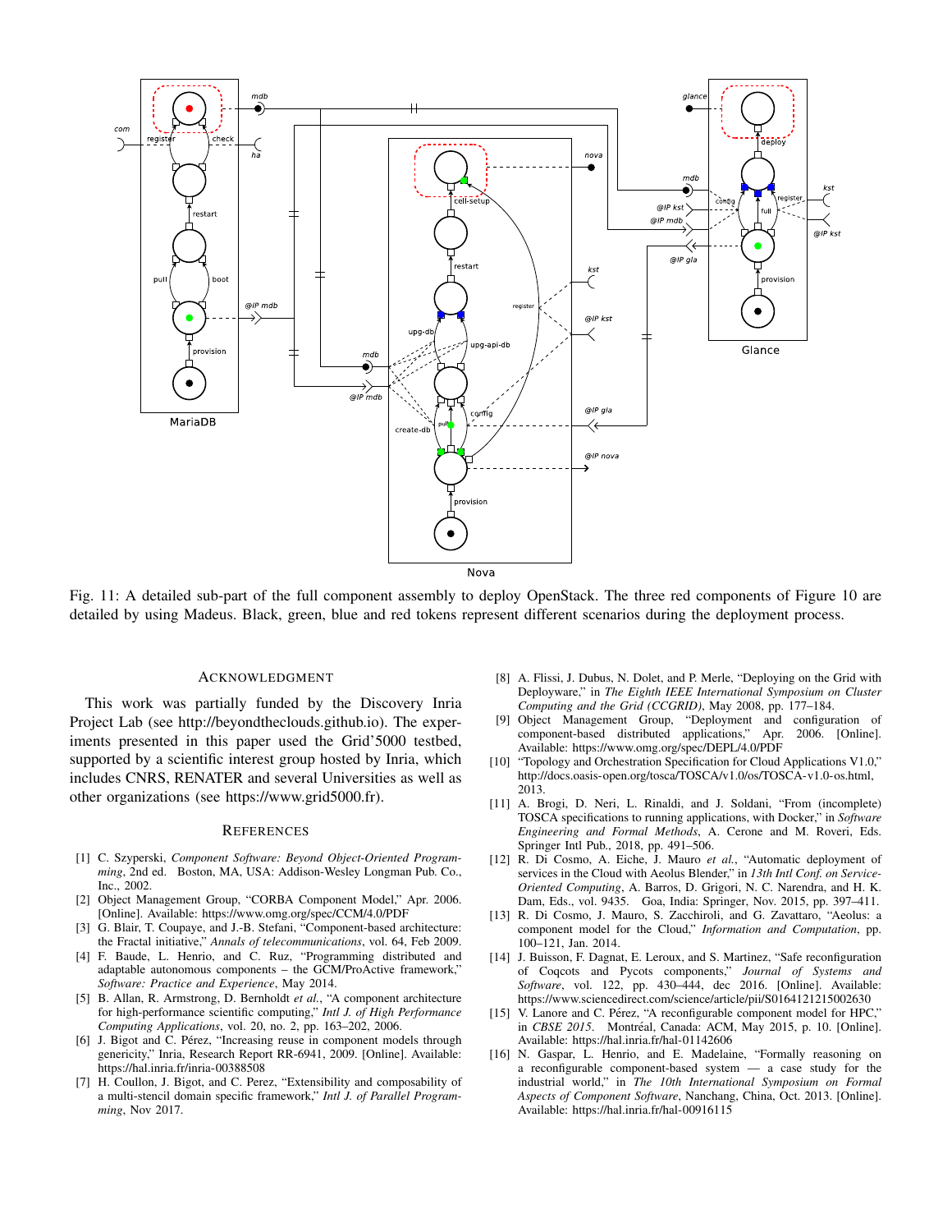MariaDB

mdb

com

register

check

ha

restart

pull

boot

@IP mdb

provision

Nova

nova

cell-setup

restart

kst

register

@IP kst

upg-db

upg-api-db

mdb

@IP mdb

config

create-db

pull

@IP gla

@IP nova

provision

Glance

glance

deploy

mdb

kst

@IP kst

config

register

@IP mdb

full

@IP kst

@IP gla

provision

Fig. 11: A detailed sub-part of the full component assembly to deploy OpenStack. The three red components of Figure 10 are detailed by using Madeus. Black, green, blue and red tokens represent different scenarios during the deployment process.

## Acknowledgment

This work was partially funded by the Discovery Inria Project Lab (see http://beyondtheclouds.github.io). The experiments presented in this paper used the Grid'5000 testbed, supported by a scientific interest group hosted by Inria, which includes CNRS, RENATER and several Universities as well as other organizations (see https://www.grid5000.fr).

## References

[1] C. Szyperski, *Component Software: Beyond Object-Oriented Programming*, 2nd ed. Boston, MA, USA: Addison-Wesley Longman Pub. Co., Inc., 2002.

[2] Object Management Group, "CORBA Component Model," Apr. 2006. [Online]. Available: https://www.omg.org/spec/CCM/4.0/PDF

[3] G. Blair, T. Coupaye, and J.-B. Stefani, "Component-based architecture: the Fractal initiative," *Annals of telecommunications*, vol. 64, Feb 2009.

[4] F. Baude, L. Henrio, and C. Ruz, "Programming distributed and adaptable autonomous components – the GCM/ProActive framework," *Software: Practice and Experience*, May 2014.

[5] B. Allan, R. Armstrong, D. Bernholdt *et al.*, "A component architecture for high-performance scientific computing," *Intl J. of High Performance Computing Applications*, vol. 20, no. 2, pp. 163–202, 2006.

[6] J. Bigot and C. Pérez, "Increasing reuse in component models through genericity," Inria, Research Report RR-6941, 2009. [Online]. Available: https://hal.inria.fr/inria-00388508

[7] H. Coullon, J. Bigot, and C. Perez, "Extensibility and composability of a multi-stencil domain specific framework," *Intl J. of Parallel Programming*, Nov 2017.

[8] A. Flissi, J. Dubus, N. Dolet, and P. Merle, "Deploying on the Grid with Deployware," in *The Eighth IEEE International Symposium on Cluster Computing and the Grid (CCGRID)*, May 2008, pp. 177–184.

[9] Object Management Group, "Deployment and configuration of component-based distributed applications," Apr. 2006. [Online]. Available: https://www.omg.org/spec/DEPL/4.0/PDF

[10] "Topology and Orchestration Specification for Cloud Applications V1.0," http://docs.oasis-open.org/tosca/TOSCA/v1.0/os/TOSCA-v1.0-os.html, 2013.

[11] A. Brogi, D. Neri, L. Rinaldi, and J. Soldani, "From (incomplete) TOSCA specifications to running applications, with Docker," in *Software Engineering and Formal Methods*, A. Cerone and M. Roveri, Eds. Springer Intl Pub., 2018, pp. 491–506.

[12] R. Di Cosmo, A. Eiche, J. Mauro *et al.*, "Automatic deployment of services in the Cloud with Aeolus Blender," in *13th Intl Conf. on Service-Oriented Computing*, A. Barros, D. Grigori, N. C. Narendra, and H. K. Dam, Eds., vol. 9435. Goa, India: Springer, Nov. 2015, pp. 397–411.

[13] R. Di Cosmo, J. Mauro, S. Zacchiroli, and G. Zavattaro, "Aeolus: a component model for the Cloud," *Information and Computation*, pp. 100–121, Jan. 2014.

[14] J. Buisson, F. Dagnat, E. Leroux, and S. Martinez, "Safe reconfiguration of Coqcots and Pycots components," *Journal of Systems and Software*, vol. 122, pp. 430–444, dec 2016. [Online]. Available: https://www.sciencedirect.com/science/article/pii/S0164121215002630

[15] V. Lanore and C. Pérez, "A reconfigurable component model for HPC," in *CBSE 2015*. Montréal, Canada: ACM, May 2015, p. 10. [Online]. Available: https://hal.inria.fr/hal-01142606

[16] N. Gaspar, L. Henrio, and E. Madelaine, "Formally reasoning on a reconfigurable component-based system — a case study for the industrial world," in *The 10th International Symposium on Formal Aspects of Component Software*, Nanchang, China, Oct. 2013. [Online]. Available: https://hal.inria.fr/hal-00916115